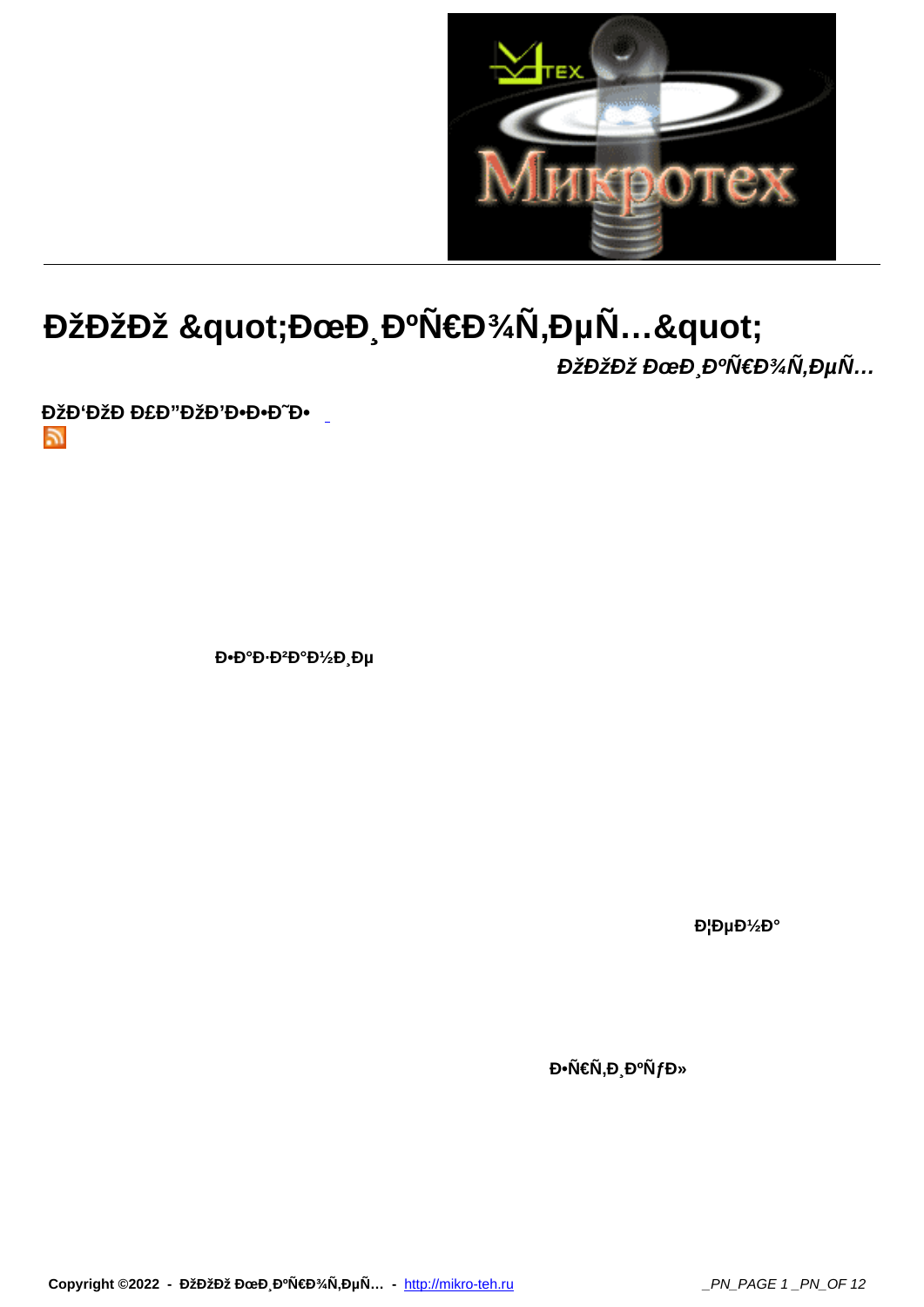# ĐžĐžĐž &quot;ĐœĐ¸ĐºÑ€Đ¾Ñ‚ĐµÑ…&quot;

***ĐžĐžĐž ĐœĐ¸ĐºÑ€Đ¾Ñ‚ĐµÑ…***

**ĐžĐ'ĐžĐ Đ£Đ"ĐžĐ'Đ•Đ•Đ˜Đ•**

**Đ•Đ°Đ·Đ²Đ°Đ½Đ¸Đµ**

**Đ¦ĐµĐ½Đ°**

**Đ•Ñ€Ñ‚Đ¸ĐºÑƒĐ»**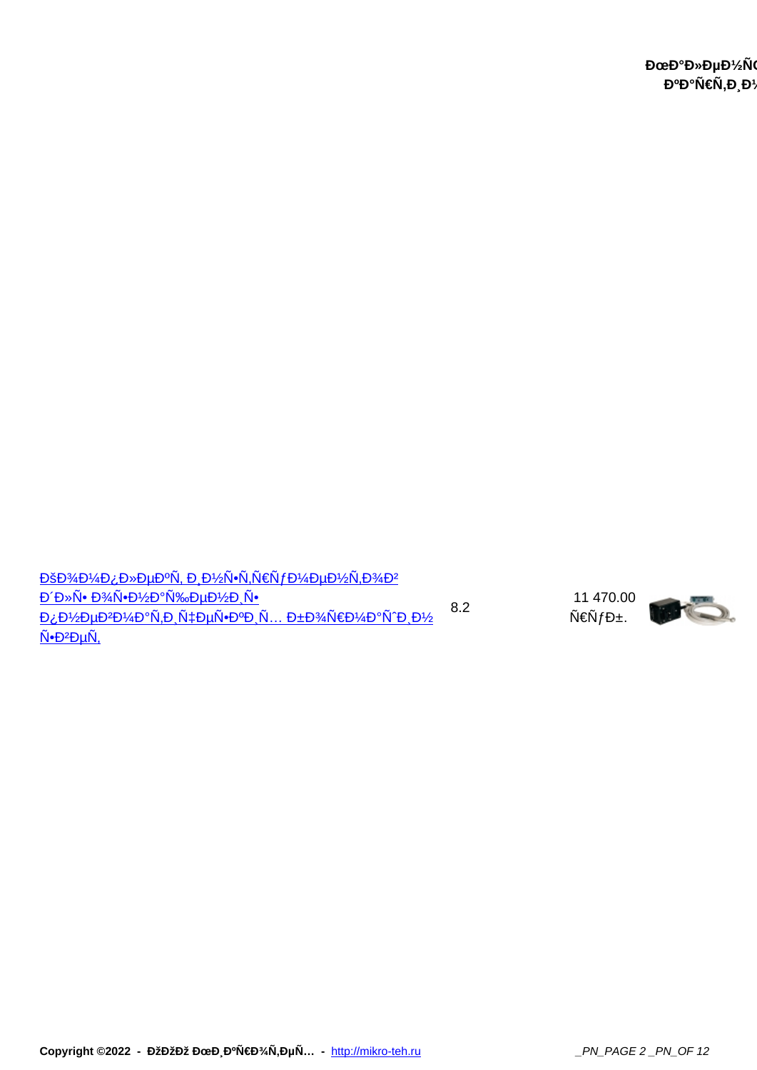| | | |
|---|---|---|
| ÐšÐ¾Ð¼Ð¿Ð»ÐµÐºÑ‚ Ð¸Ð½Ñ•Ñ‚Ñ€ÑƒÐ¼ÐµÐ½Ñ‚Ð¾Ð² Ð´Ð»Ñ• Ð¾Ñ•Ð½Ð°Ñ‰ÐµÐ½Ð¸Ñ• Ð¿Ð½ÐµÐ²Ð¼Ð°Ñ‚Ð¸Ñ‡ÐµÑ•ÐºÐ¸Ñ… Ð±Ð¾Ñ€Ð¼Ð°ÑˆÐ¸Ð½ Ñ•Ð²ÐµÑ‚ | 8.2 | 11 470.00 Ñ€ÑƒÐ±. |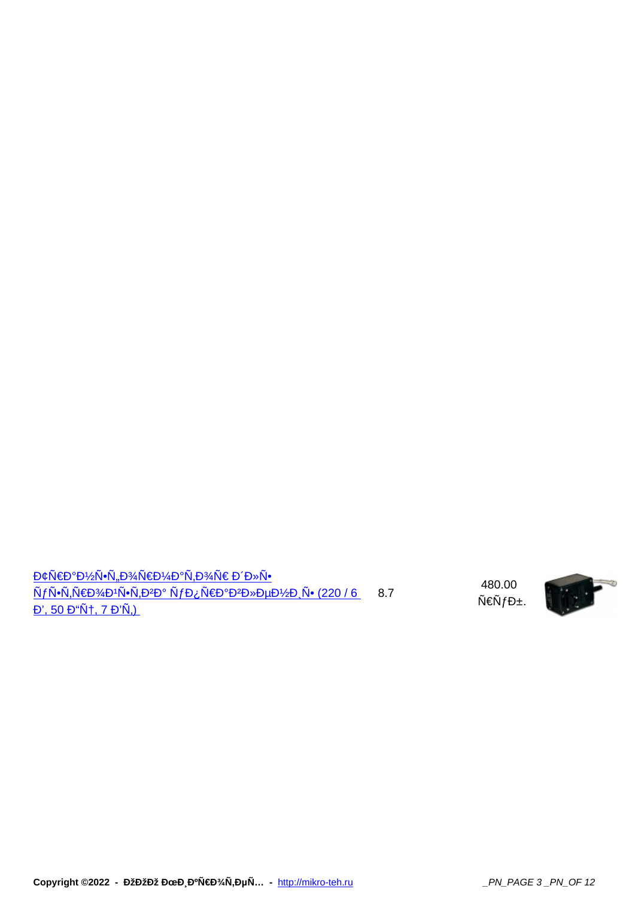| | | | |
|---|---|---|---|
| Ð¢Ñ€Ð°Ð½Ñ•Ñ„Ð¾Ñ€Ð¼Ð°Ñ‚Ð¾Ñ€ Ð´Ð»Ñ• ÑƒÑ•Ñ‚Ñ€Ð¾Ð¹Ñ•Ñ‚Ð²Ð° ÑƒÐ¿Ñ€Ð°Ð²Ð»ÐµÐ½Ð¸Ñ• (220 / 6 Ð’, 50 Ð“Ñ†, 7 Ð’Ñ‚) | 8.7 | 480.00 Ñ€ÑƒÐ±. | |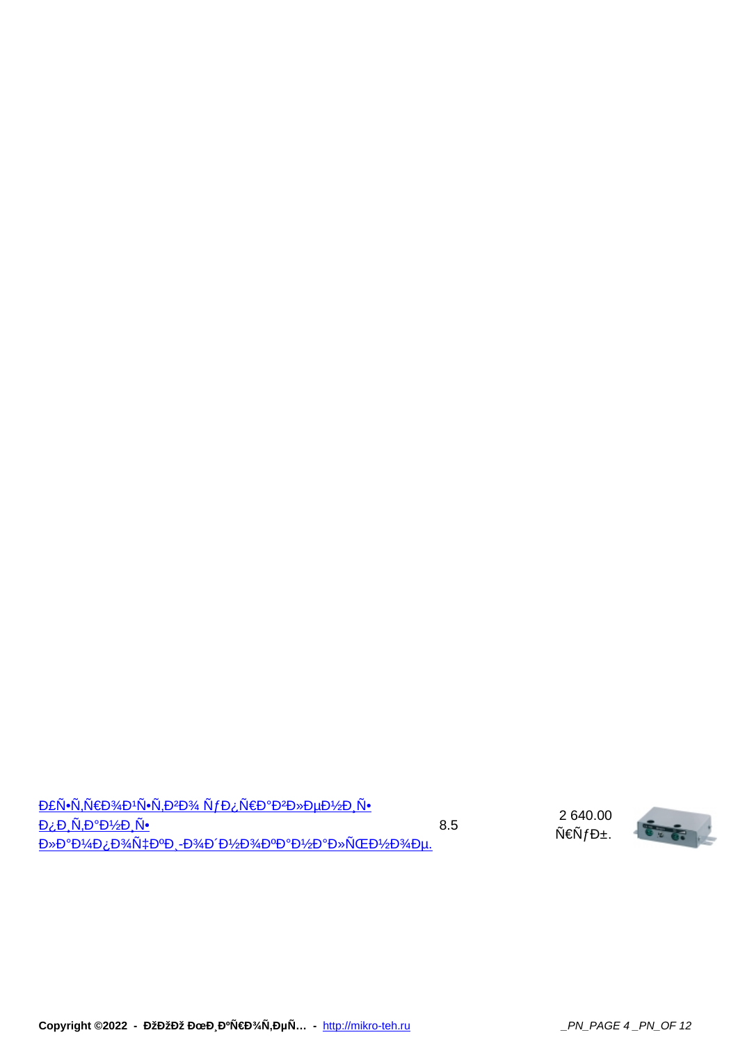| | | |
|---|---|---|
| Ð£Ñ•Ñ‚Ñ€Ð¾Ð¹Ñ•Ñ‚Ð²Ð¾ ÑƒÐ¿Ñ€Ð°Ð²Ð»ÐµÐ½Ð¸Ñ• Ð¿Ð¸Ñ‚Ð°Ð½Ð¸Ñ• Ð»Ð°Ð¼Ð¿Ð¾Ñ‡ÐºÐ¸-Ð¾Ð´Ð½Ð¾ÐºÐ°Ð½Ð°Ð»ÑŒÐ½Ð¾Ðµ. | 8.5 | 2 640.00 Ñ€ÑƒÐ±. |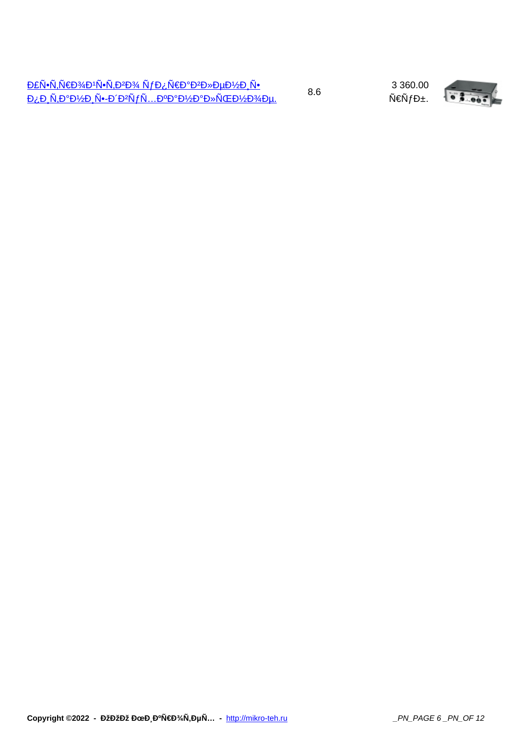| Ð£Ñ•Ñ‚Ñ€Ð¾Ð¹Ñ•Ñ‚Ð²Ð¾ ÑƒÐ¿Ñ€Ð°Ð²Ð»ÐµÐ½Ð¸Ñ• Ð¿Ð¸Ñ‚Ð°Ð½Ð¸Ñ•-Ð´Ð²ÑƒÑ…ÐºÐ°Ð½Ð°Ð»ÑŒÐ½Ð¾Ðµ. | 8.6 | 3 360.00 Ñ€ÑƒÐ±. |
| --- | --- | --- |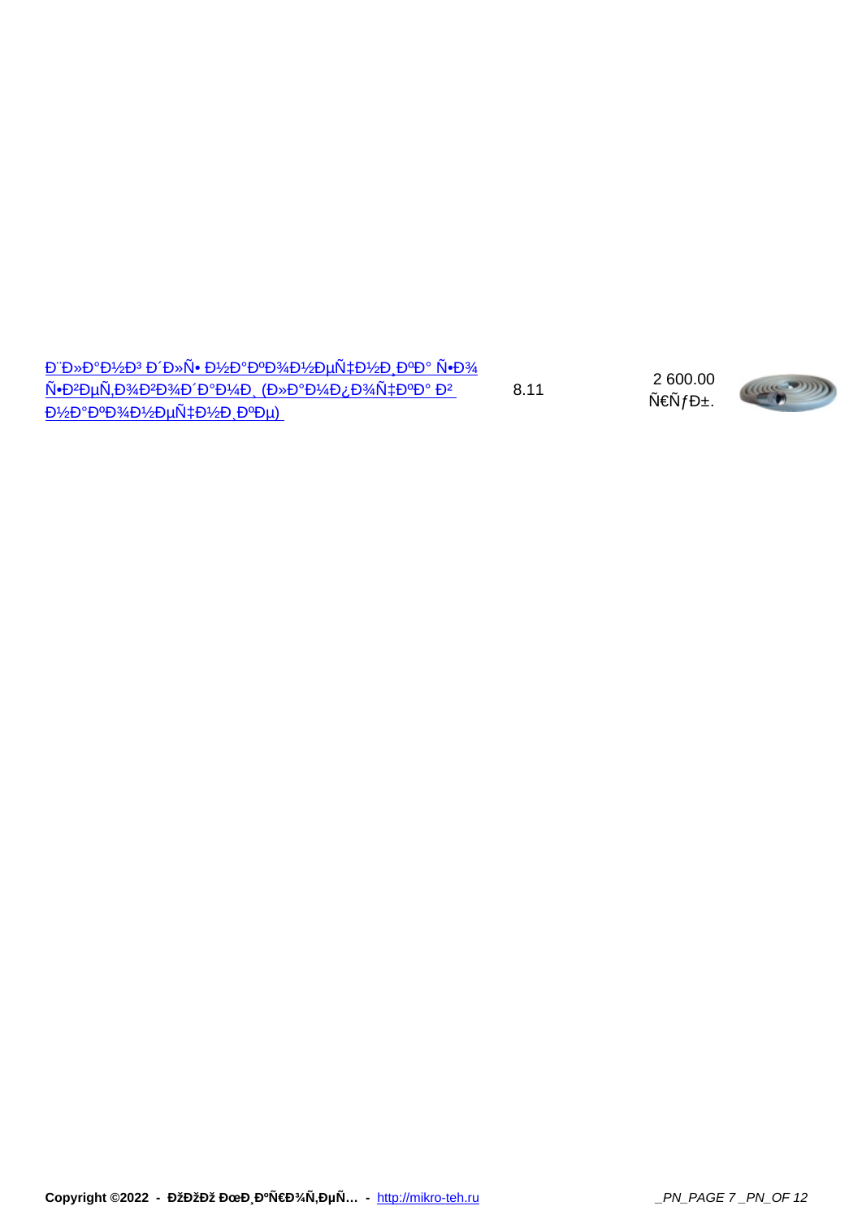| | | |
|---|---|---|
| Ð¨Ð»Ð°Ð½Ð³ Ð´Ð»Ñ• Ð½Ð°ÐºÐ¾Ð½ÐµÑ‡Ð½Ð¸ÐºÐ° Ñ•Ð¾ Ñ•Ð²ÐµÑ‚Ð¾Ð²Ð¾Ð´Ð°Ð¼Ð¸ (Ð»Ð°Ð¼Ð¿Ð¾Ñ‡ÐºÐ° Ð² Ð½Ð°ÐºÐ¾Ð½ÐµÑ‡Ð½Ð¸ÐºÐµ) | 8.11 | 2 600.00 Ñ€ÑƒÐ±. |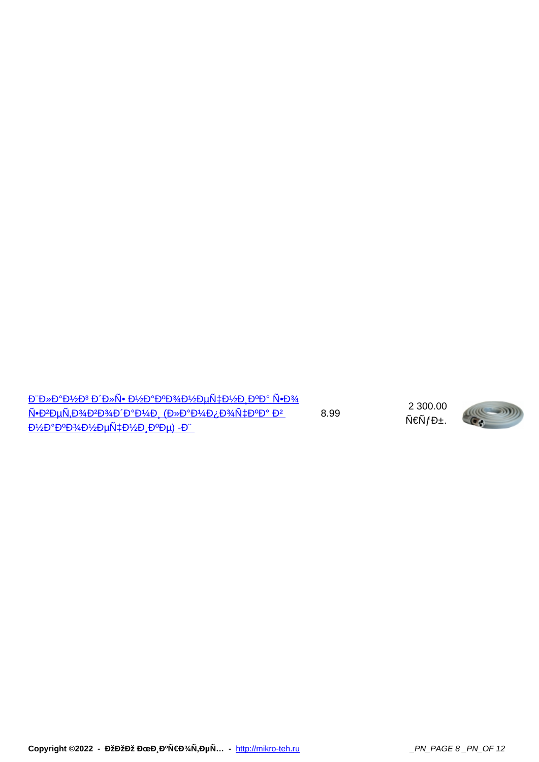| | | | |
|---|---|---|---|
| Ð¨Ð»Ð°Ð½Ð³ Ð´Ð»Ñ• Ð½Ð°ÐºÐ¾Ð½ÐµÑ‡Ð½Ð¸ÐºÐ° Ñ•Ð¾ Ñ•Ð²ÐµÑ‚Ð¾Ð²Ð¾Ð´Ð°Ð¼Ð¸ (Ð»Ð°Ð¼Ð¿Ð¾Ñ‡ÐºÐ° Ð² Ð½Ð°ÐºÐ¾Ð½ÐµÑ‡Ð½Ð¸ÐºÐµ) -Ð¨ | 8.99 | 2 300.00 Ñ€ÑƒÐ±. | |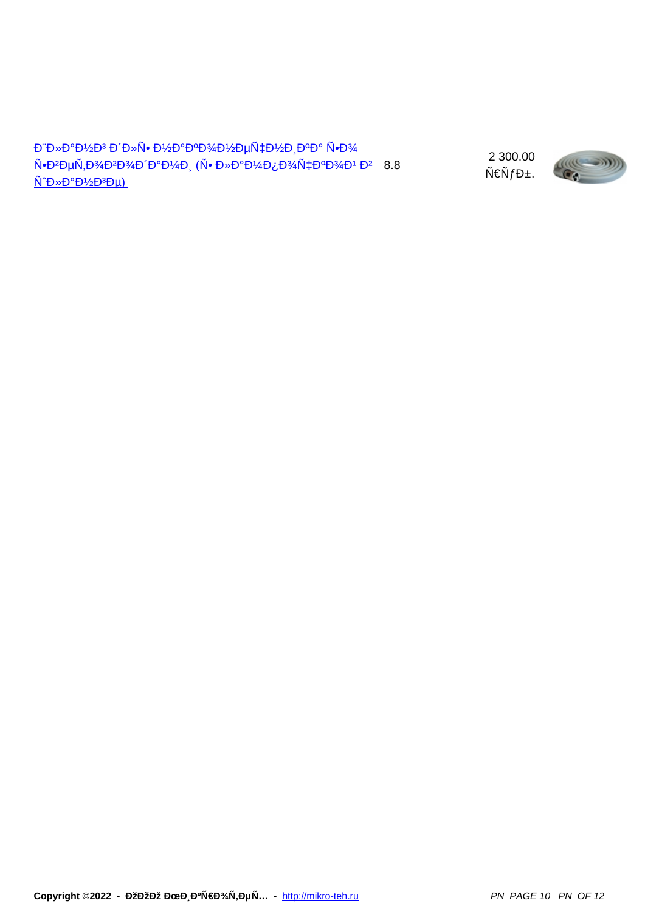| | | | |
|---|---|---|---|
| Ð¨Ð»Ð°Ð½Ð³ Ð´Ð»Ñ• Ð½Ð°ÐºÐ¾Ð½ÐµÑ‡Ð½Ð¸ÐºÐ° Ñ•Ð¾ Ñ•Ð²ÐµÑ‚Ð¾Ð²Ð¾Ð´Ð°Ð¼Ð¸ (Ñ• Ð»Ð°Ð¼Ð¿Ð¾Ñ‡ÐºÐ¾Ð¹ Ð² ÑˆÐ»Ð°Ð½Ð³Ðµ) | 8.8 | 2 300.00 Ñ€ÑƒÐ±. | |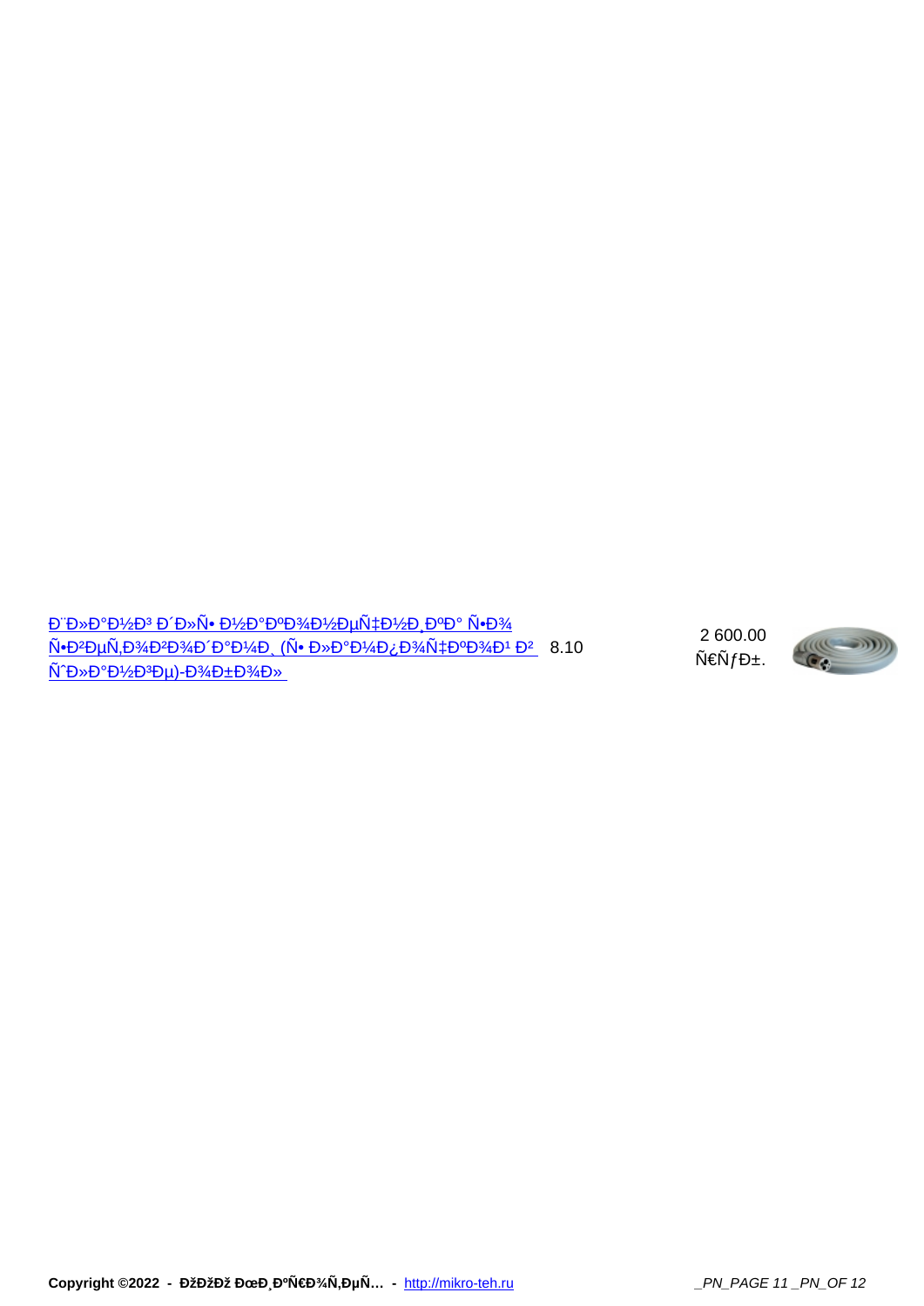[Ð¨Ð»Ð°Ð½Ð³ Ð´Ð»Ñ• Ð½Ð°ÐºÐ¾Ð½ÐµÑ‡Ð½Ð¸ÐºÐ° Ñ•Ð¾ Ñ•Ð²ÐµÑ‚Ð¾Ð²Ð¾Ð´Ð¾Ð¼Ð¸ (Ñ• Ð»Ð°Ð¼Ð¿Ð¾Ñ‡ÐºÐ¾Ð¹ Ð² ÑˆÐ»Ð°Ð½Ð³Ðµ)-Ð¾Ð±Ð¾Ð»] 8.10 2 600.00 Ñ€ÑƒÐ±.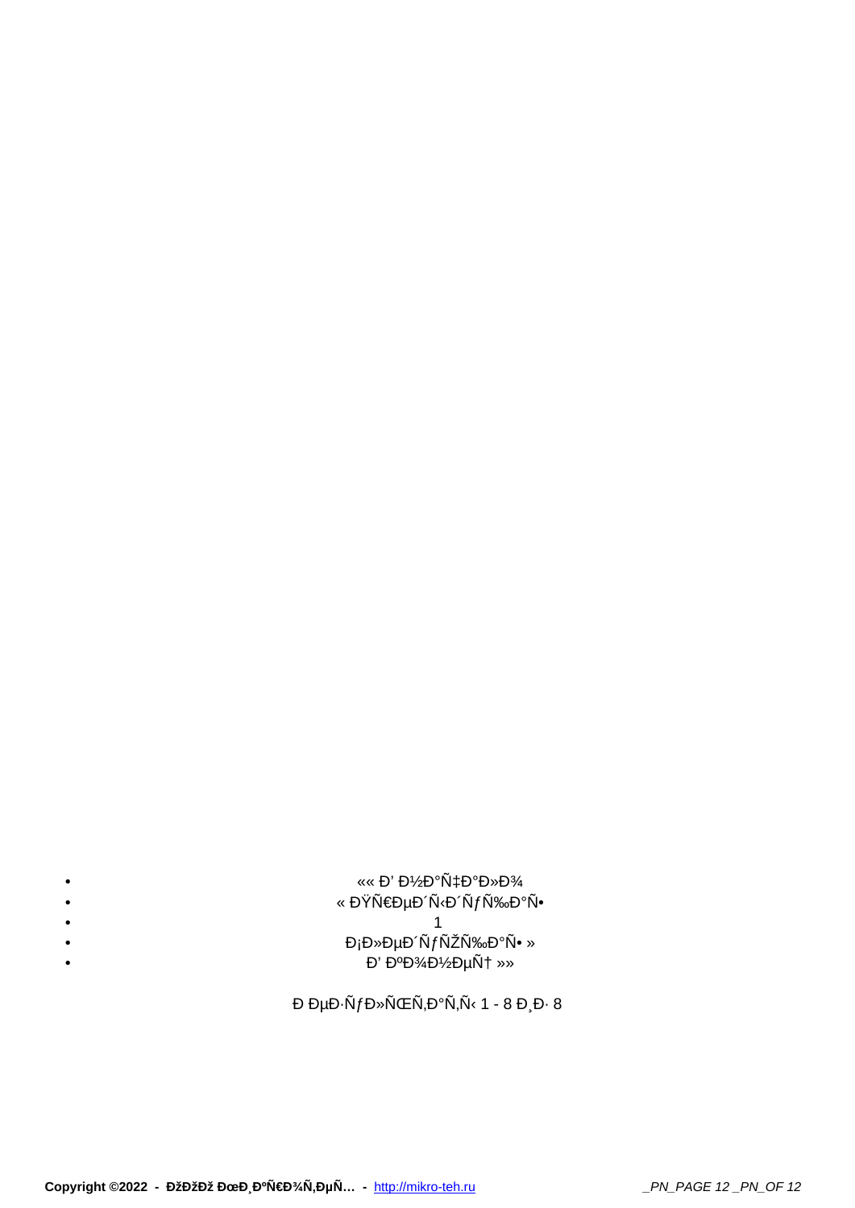- «« Ð' Ð½Ð°Ñ‡Ð°Ð»Ð¾
- « ÐŸÑ€ÐµÐ´Ñ‹Ð´ÑƒÑ‰Ð°Ñ•
- 1
- Ð¡Ð»ÐµÐ´ÑƒÑŽÑ‰Ð°Ñ• »
- Ð' ÐºÐ¾Ð½ÐµÑ† »»

Ð ÐµÐ·ÑƒÐ»ÑŒÑ‚Ð°Ñ‚Ñ‹ 1 - 8 Ð¸Ð· 8